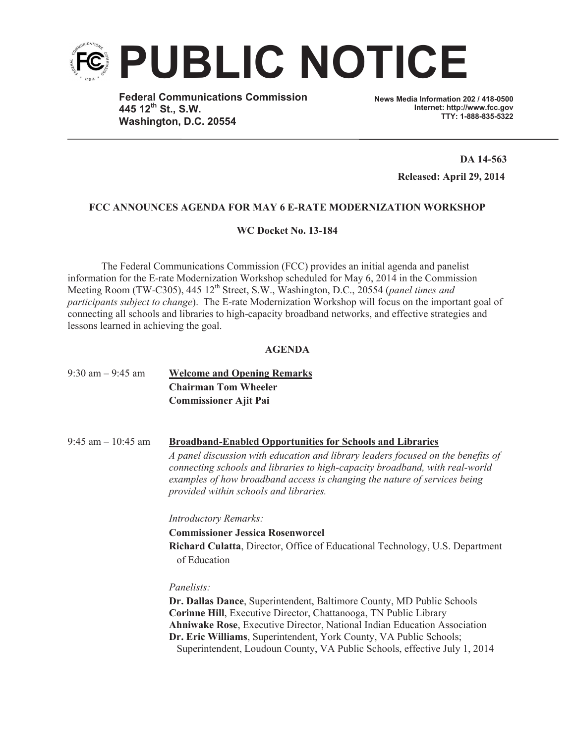# PUBLIC NOTICE

**Federal Communications Commission**
**445 12th St., S.W.**
**Washington, D.C. 20554**

**News Media Information 202 / 418-0500**
**Internet: http://www.fcc.gov**
**TTY: 1-888-835-5322**

**DA 14-563**

**Released: April 29, 2014**

**FCC ANNOUNCES AGENDA FOR MAY 6 E-RATE MODERNIZATION WORKSHOP**

**WC Docket No. 13-184**

The Federal Communications Commission (FCC) provides an initial agenda and panelist information for the E-rate Modernization Workshop scheduled for May 6, 2014 in the Commission Meeting Room (TW-C305), 445 12th Street, S.W., Washington, D.C., 20554 (*panel times and participants subject to change*). The E-rate Modernization Workshop will focus on the important goal of connecting all schools and libraries to high-capacity broadband networks, and effective strategies and lessons learned in achieving the goal.

**AGENDA**

9:30 am – 9:45 am **Welcome and Opening Remarks**
**Chairman Tom Wheeler**
**Commissioner Ajit Pai**

9:45 am – 10:45 am **Broadband-Enabled Opportunities for Schools and Libraries**

*A panel discussion with education and library leaders focused on the benefits of connecting schools and libraries to high-capacity broadband, with real-world examples of how broadband access is changing the nature of services being provided within schools and libraries.*

*Introductory Remarks:*

**Commissioner Jessica Rosenworcel**
**Richard Culatta**, Director, Office of Educational Technology, U.S. Department of Education

*Panelists:*

**Dr. Dallas Dance**, Superintendent, Baltimore County, MD Public Schools
**Corinne Hill**, Executive Director, Chattanooga, TN Public Library
**Ahniwake Rose**, Executive Director, National Indian Education Association
**Dr. Eric Williams**, Superintendent, York County, VA Public Schools; Superintendent, Loudoun County, VA Public Schools, effective July 1, 2014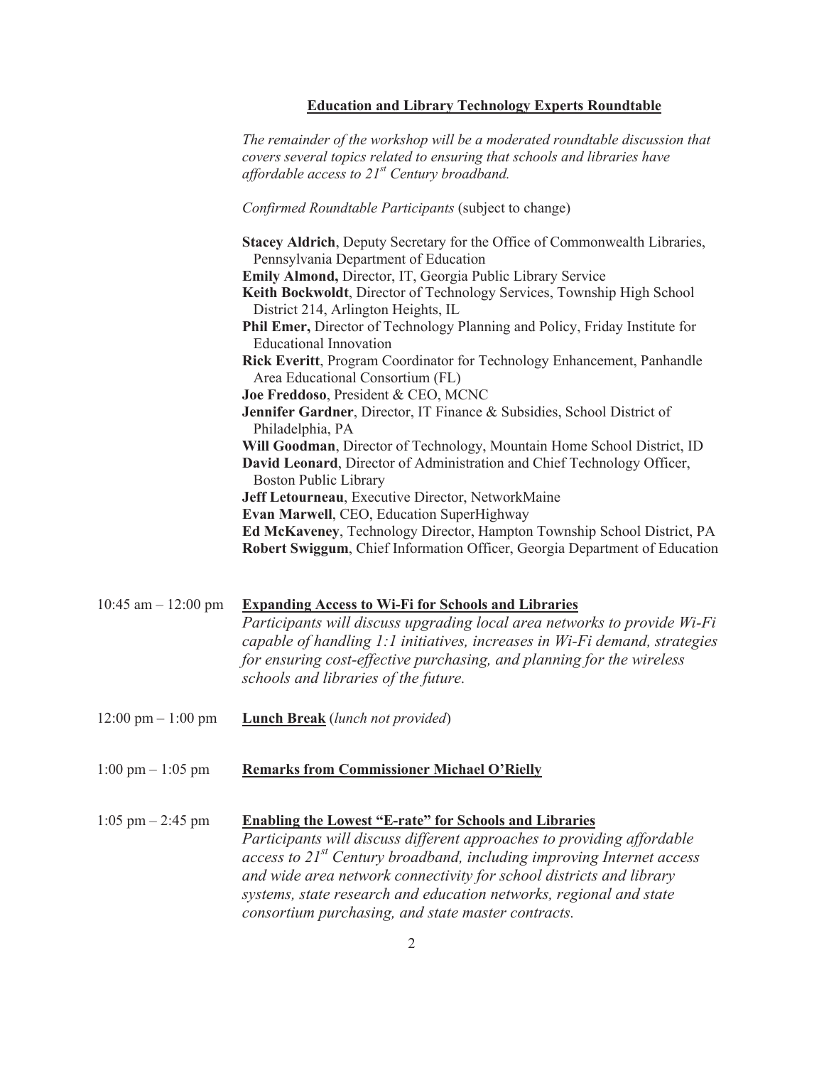## Education and Library Technology Experts Roundtable

*The remainder of the workshop will be a moderated roundtable discussion that covers several topics related to ensuring that schools and libraries have affordable access to 21st Century broadband.*

*Confirmed Roundtable Participants* (subject to change)

**Stacey Aldrich**, Deputy Secretary for the Office of Commonwealth Libraries, Pennsylvania Department of Education
**Emily Almond,** Director, IT, Georgia Public Library Service
**Keith Bockwoldt**, Director of Technology Services, Township High School District 214, Arlington Heights, IL
**Phil Emer,** Director of Technology Planning and Policy, Friday Institute for Educational Innovation
**Rick Everitt**, Program Coordinator for Technology Enhancement, Panhandle Area Educational Consortium (FL)
**Joe Freddoso**, President & CEO, MCNC
**Jennifer Gardner**, Director, IT Finance & Subsidies, School District of Philadelphia, PA
**Will Goodman**, Director of Technology, Mountain Home School District, ID
**David Leonard**, Director of Administration and Chief Technology Officer, Boston Public Library
**Jeff Letourneau**, Executive Director, NetworkMaine
**Evan Marwell**, CEO, Education SuperHighway
**Ed McKaveney**, Technology Director, Hampton Township School District, PA
**Robert Swiggum**, Chief Information Officer, Georgia Department of Education

10:45 am – 12:00 pm **Expanding Access to Wi-Fi for Schools and Libraries**
*Participants will discuss upgrading local area networks to provide Wi-Fi capable of handling 1:1 initiatives, increases in Wi-Fi demand, strategies for ensuring cost-effective purchasing, and planning for the wireless schools and libraries of the future.*

12:00 pm – 1:00 pm **Lunch Break** (*lunch not provided*)

1:00 pm – 1:05 pm **Remarks from Commissioner Michael O'Rielly**

1:05 pm – 2:45 pm **Enabling the Lowest "E-rate" for Schools and Libraries**
*Participants will discuss different approaches to providing affordable access to 21st Century broadband, including improving Internet access and wide area network connectivity for school districts and library systems, state research and education networks, regional and state consortium purchasing, and state master contracts.*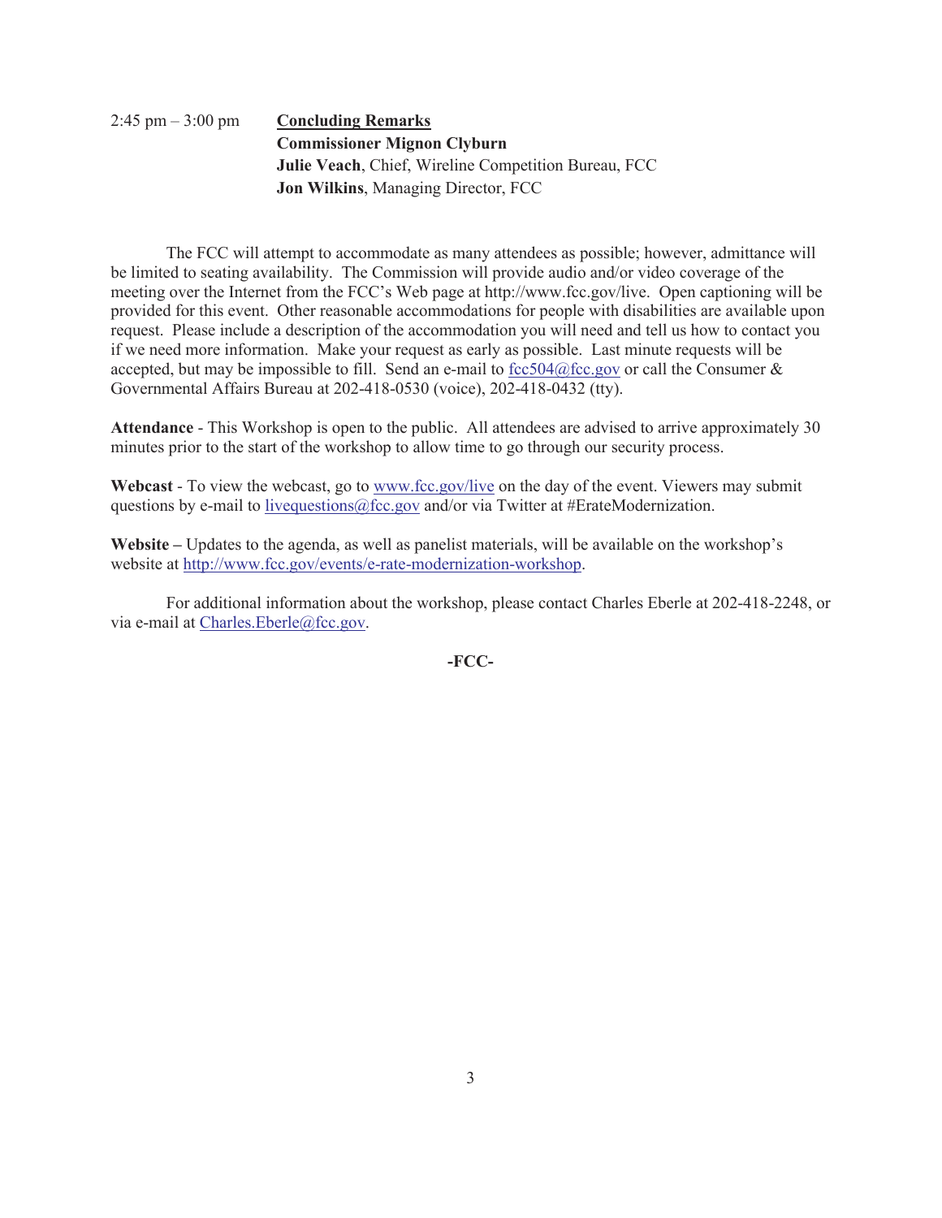2:45 pm – 3:00 pm **Concluding Remarks**
**Commissioner Mignon Clyburn**
**Julie Veach**, Chief, Wireline Competition Bureau, FCC
**Jon Wilkins**, Managing Director, FCC

The FCC will attempt to accommodate as many attendees as possible; however, admittance will be limited to seating availability. The Commission will provide audio and/or video coverage of the meeting over the Internet from the FCC's Web page at http://www.fcc.gov/live. Open captioning will be provided for this event. Other reasonable accommodations for people with disabilities are available upon request. Please include a description of the accommodation you will need and tell us how to contact you if we need more information. Make your request as early as possible. Last minute requests will be accepted, but may be impossible to fill. Send an e-mail to fcc504@fcc.gov or call the Consumer & Governmental Affairs Bureau at 202-418-0530 (voice), 202-418-0432 (tty).

**Attendance** - This Workshop is open to the public. All attendees are advised to arrive approximately 30 minutes prior to the start of the workshop to allow time to go through our security process.

**Webcast** - To view the webcast, go to www.fcc.gov/live on the day of the event. Viewers may submit questions by e-mail to livequestions@fcc.gov and/or via Twitter at #ErateModernization.

**Website –** Updates to the agenda, as well as panelist materials, will be available on the workshop's website at http://www.fcc.gov/events/e-rate-modernization-workshop.

For additional information about the workshop, please contact Charles Eberle at 202-418-2248, or via e-mail at Charles.Eberle@fcc.gov.

**-FCC-**